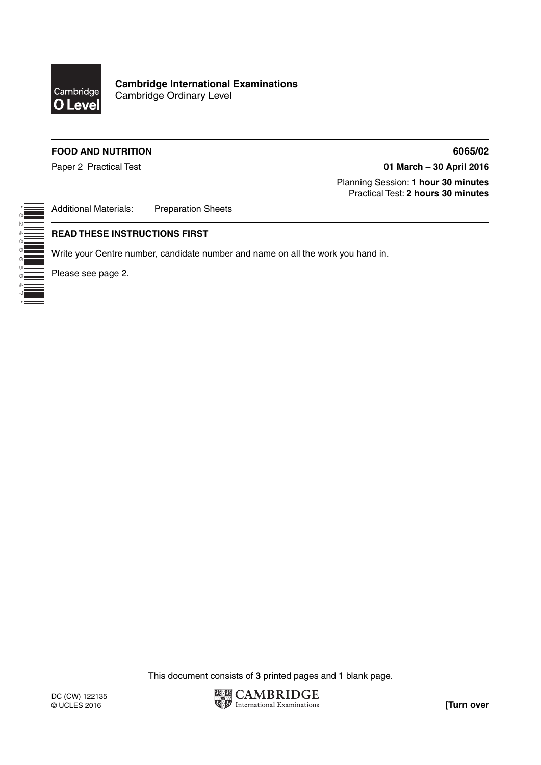**Cambridge International Examinations**
Cambridge Ordinary Level

**FOOD AND NUTRITION** **6065/02**

Paper 2 Practical Test **01 March – 30 April 2016**

Planning Session: **1 hour 30 minutes**
Practical Test: **2 hours 30 minutes**

Additional Materials: Preparation Sheets

**READ THESE INSTRUCTIONS FIRST**

Write your Centre number, candidate number and name on all the work you hand in.

Please see page 2.

This document consists of **3** printed pages and **1** blank page.

DC (CW) 122135
© UCLES 2016

**[Turn over**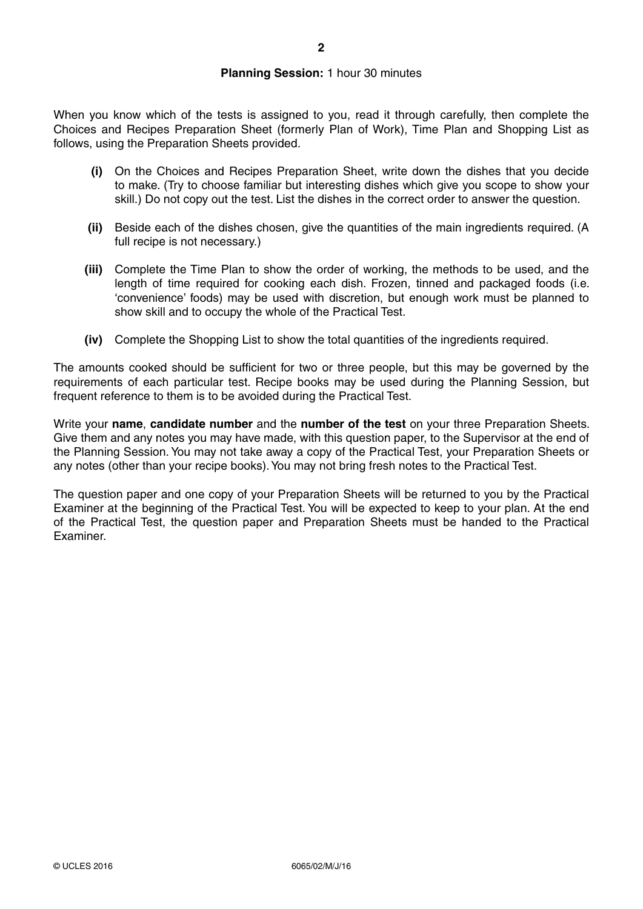**Planning Session:** 1 hour 30 minutes

When you know which of the tests is assigned to you, read it through carefully, then complete the Choices and Recipes Preparation Sheet (formerly Plan of Work), Time Plan and Shopping List as follows, using the Preparation Sheets provided.

**(i)** On the Choices and Recipes Preparation Sheet, write down the dishes that you decide to make. (Try to choose familiar but interesting dishes which give you scope to show your skill.) Do not copy out the test. List the dishes in the correct order to answer the question.

**(ii)** Beside each of the dishes chosen, give the quantities of the main ingredients required. (A full recipe is not necessary.)

**(iii)** Complete the Time Plan to show the order of working, the methods to be used, and the length of time required for cooking each dish. Frozen, tinned and packaged foods (i.e. 'convenience' foods) may be used with discretion, but enough work must be planned to show skill and to occupy the whole of the Practical Test.

**(iv)** Complete the Shopping List to show the total quantities of the ingredients required.

The amounts cooked should be sufficient for two or three people, but this may be governed by the requirements of each particular test. Recipe books may be used during the Planning Session, but frequent reference to them is to be avoided during the Practical Test.

Write your **name**, **candidate number** and the **number of the test** on your three Preparation Sheets. Give them and any notes you may have made, with this question paper, to the Supervisor at the end of the Planning Session. You may not take away a copy of the Practical Test, your Preparation Sheets or any notes (other than your recipe books). You may not bring fresh notes to the Practical Test.

The question paper and one copy of your Preparation Sheets will be returned to you by the Practical Examiner at the beginning of the Practical Test. You will be expected to keep to your plan. At the end of the Practical Test, the question paper and Preparation Sheets must be handed to the Practical Examiner.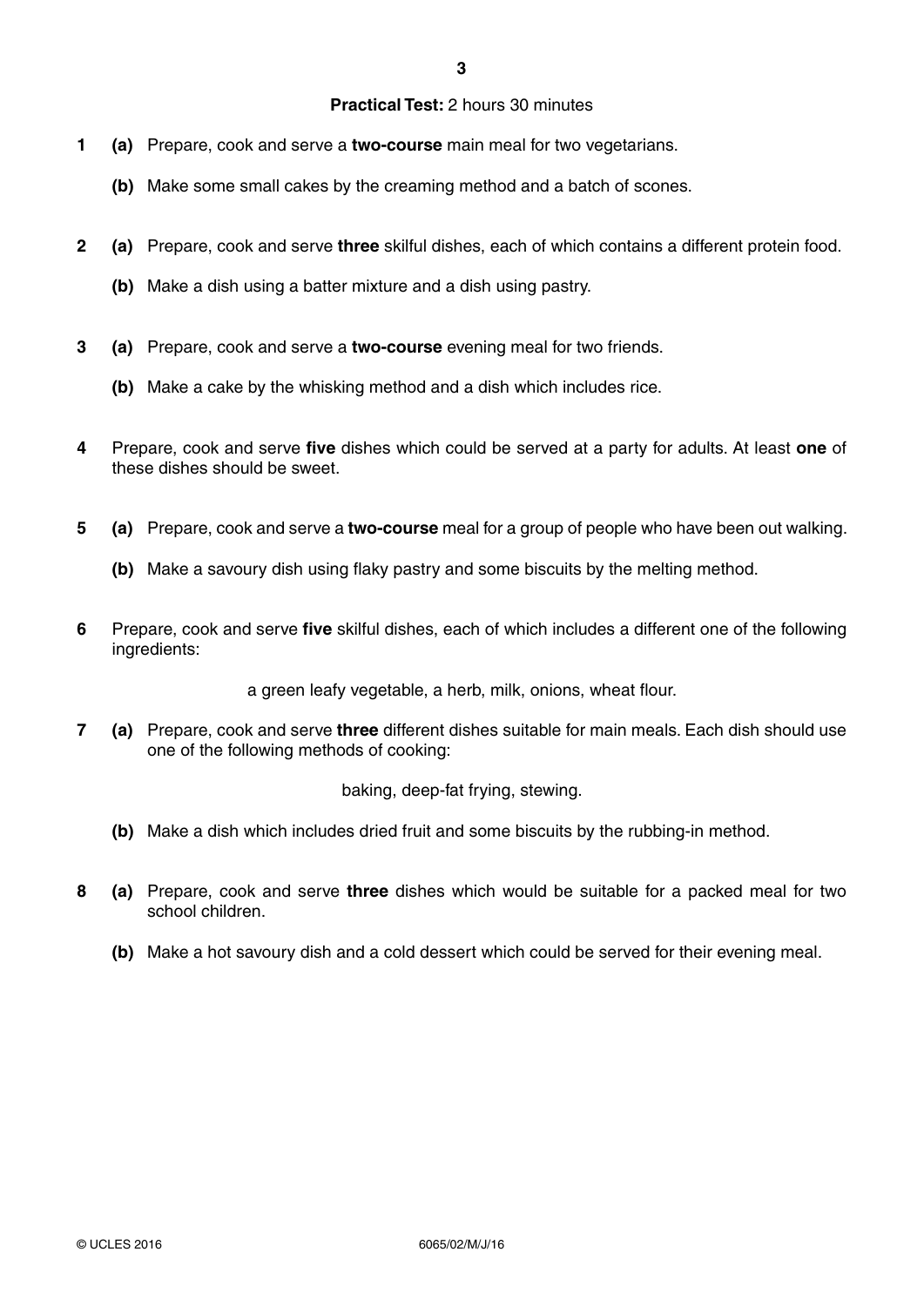**Practical Test:** 2 hours 30 minutes

**1** **(a)** Prepare, cook and serve a **two-course** main meal for two vegetarians.

**(b)** Make some small cakes by the creaming method and a batch of scones.

**2** **(a)** Prepare, cook and serve **three** skilful dishes, each of which contains a different protein food.

**(b)** Make a dish using a batter mixture and a dish using pastry.

**3** **(a)** Prepare, cook and serve a **two-course** evening meal for two friends.

**(b)** Make a cake by the whisking method and a dish which includes rice.

**4** Prepare, cook and serve **five** dishes which could be served at a party for adults. At least **one** of these dishes should be sweet.

**5** **(a)** Prepare, cook and serve a **two-course** meal for a group of people who have been out walking.

**(b)** Make a savoury dish using flaky pastry and some biscuits by the melting method.

**6** Prepare, cook and serve **five** skilful dishes, each of which includes a different one of the following ingredients:

a green leafy vegetable, a herb, milk, onions, wheat flour.

**7** **(a)** Prepare, cook and serve **three** different dishes suitable for main meals. Each dish should use one of the following methods of cooking:

baking, deep-fat frying, stewing.

**(b)** Make a dish which includes dried fruit and some biscuits by the rubbing-in method.

**8** **(a)** Prepare, cook and serve **three** dishes which would be suitable for a packed meal for two school children.

**(b)** Make a hot savoury dish and a cold dessert which could be served for their evening meal.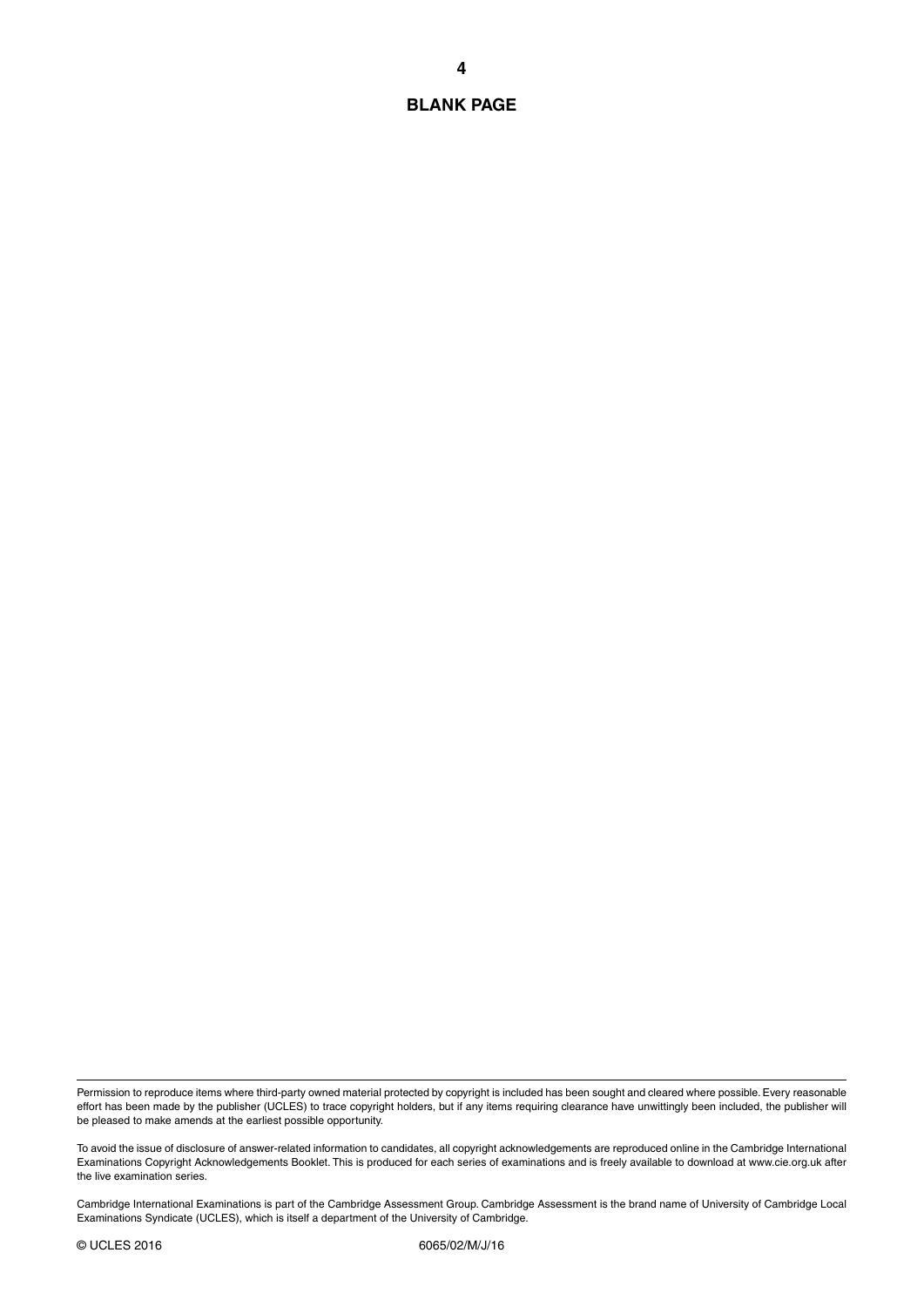**BLANK PAGE**

Permission to reproduce items where third-party owned material protected by copyright is included has been sought and cleared where possible. Every reasonable effort has been made by the publisher (UCLES) to trace copyright holders, but if any items requiring clearance have unwittingly been included, the publisher will be pleased to make amends at the earliest possible opportunity.

To avoid the issue of disclosure of answer-related information to candidates, all copyright acknowledgements are reproduced online in the Cambridge International Examinations Copyright Acknowledgements Booklet. This is produced for each series of examinations and is freely available to download at www.cie.org.uk after the live examination series.

Cambridge International Examinations is part of the Cambridge Assessment Group. Cambridge Assessment is the brand name of University of Cambridge Local Examinations Syndicate (UCLES), which is itself a department of the University of Cambridge.

© UCLES 2016 6065/02/M/J/16